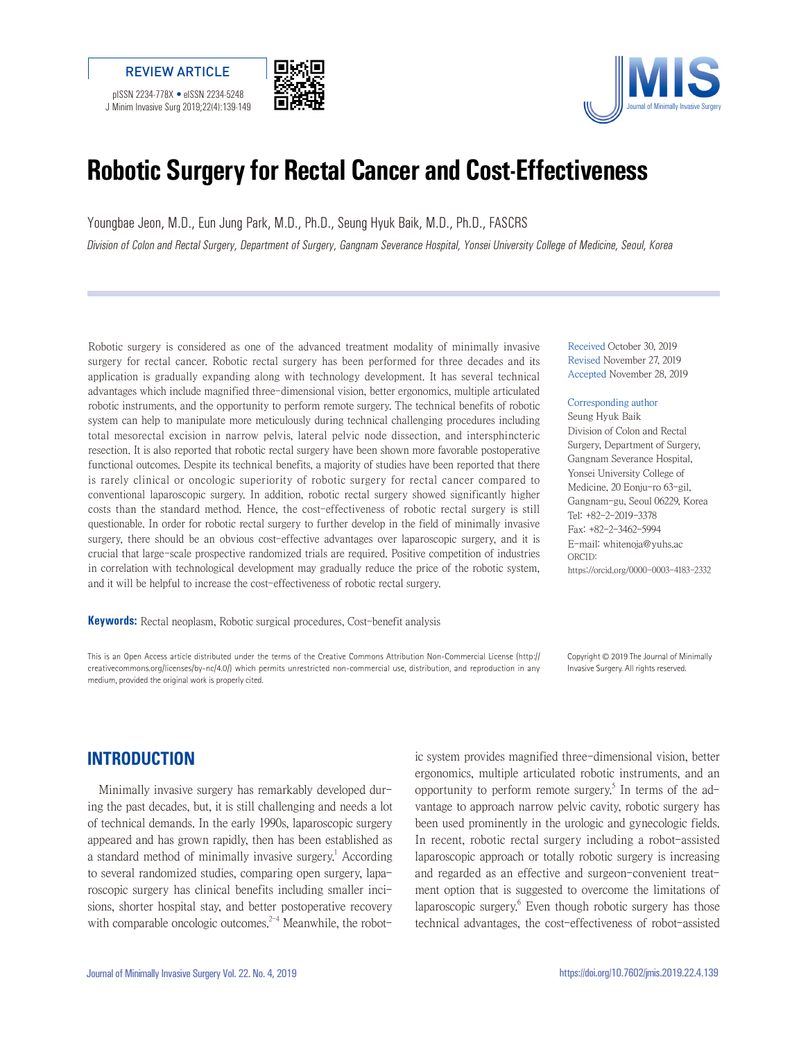REVIEW ARTICLE

pISSN 2234-778X • eISSN 2234-5248
J Minim Invasive Surg 2019;22(4):139-149

# Robotic Surgery for Rectal Cancer and Cost-Effectiveness

Youngbae Jeon, M.D., Eun Jung Park, M.D., Ph.D., Seung Hyuk Baik, M.D., Ph.D., FASCRS

*Division of Colon and Rectal Surgery, Department of Surgery, Gangnam Severance Hospital, Yonsei University College of Medicine, Seoul, Korea*

Robotic surgery is considered as one of the advanced treatment modality of minimally invasive surgery for rectal cancer. Robotic rectal surgery has been performed for three decades and its application is gradually expanding along with technology development. It has several technical advantages which include magnified three-dimensional vision, better ergonomics, multiple articulated robotic instruments, and the opportunity to perform remote surgery. The technical benefits of robotic system can help to manipulate more meticulously during technical challenging procedures including total mesorectal excision in narrow pelvis, lateral pelvic node dissection, and intersphincteric resection. It is also reported that robotic rectal surgery have been shown more favorable postoperative functional outcomes. Despite its technical benefits, a majority of studies have been reported that there is rarely clinical or oncologic superiority of robotic surgery for rectal cancer compared to conventional laparoscopic surgery. In addition, robotic rectal surgery showed significantly higher costs than the standard method. Hence, the cost-effectiveness of robotic rectal surgery is still questionable. In order for robotic rectal surgery to further develop in the field of minimally invasive surgery, there should be an obvious cost-effective advantages over laparoscopic surgery, and it is crucial that large-scale prospective randomized trials are required. Positive competition of industries in correlation with technological development may gradually reduce the price of the robotic system, and it will be helpful to increase the cost-effectiveness of robotic rectal surgery.

Received October 30, 2019
Revised November 27, 2019
Accepted November 28, 2019

Corresponding author
Seung Hyuk Baik
Division of Colon and Rectal Surgery, Department of Surgery, Gangnam Severance Hospital, Yonsei University College of Medicine, 20 Eonju-ro 63-gil, Gangnam-gu, Seoul 06229, Korea
Tel: +82-2-2019-3378
Fax: +82-2-3462-5994
E-mail: whitenoja@yuhs.ac
ORCID:
https://orcid.org/0000-0003-4183-2332

**Keywords:** Rectal neoplasm, Robotic surgical procedures, Cost-benefit analysis

This is an Open Access article distributed under the terms of the Creative Commons Attribution Non-Commercial License (http://creativecommons.org/licenses/by-nc/4.0/) which permits unrestricted non-commercial use, distribution, and reproduction in any medium, provided the original work is properly cited.

Copyright © 2019 The Journal of Minimally Invasive Surgery. All rights reserved.

## INTRODUCTION

Minimally invasive surgery has remarkably developed during the past decades, but, it is still challenging and needs a lot of technical demands. In the early 1990s, laparoscopic surgery appeared and has grown rapidly, then has been established as a standard method of minimally invasive surgery.[1] According to several randomized studies, comparing open surgery, laparoscopic surgery has clinical benefits including smaller incisions, shorter hospital stay, and better postoperative recovery with comparable oncologic outcomes.[2-4] Meanwhile, the robotic system provides magnified three-dimensional vision, better ergonomics, multiple articulated robotic instruments, and an opportunity to perform remote surgery.[5] In terms of the advantage to approach narrow pelvic cavity, robotic surgery has been used prominently in the urologic and gynecologic fields. In recent, robotic rectal surgery including a robot-assisted laparoscopic approach or totally robotic surgery is increasing and regarded as an effective and surgeon-convenient treatment option that is suggested to overcome the limitations of laparoscopic surgery.[6] Even though robotic surgery has those technical advantages, the cost-effectiveness of robot-assisted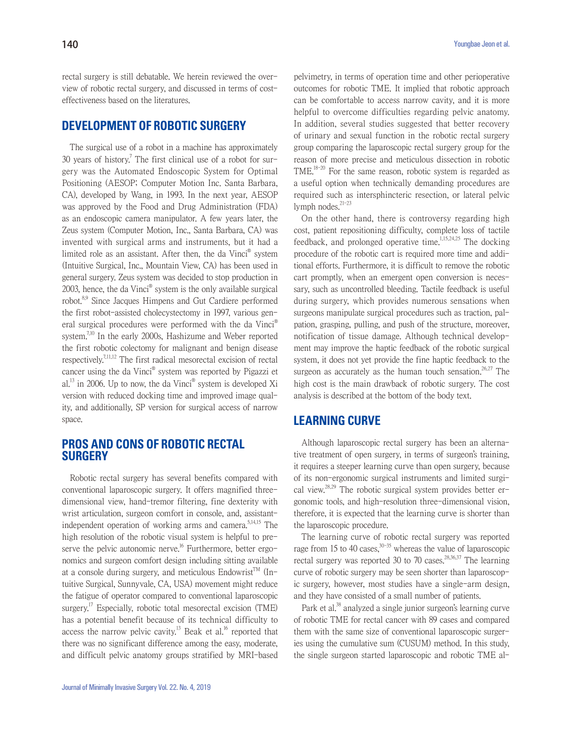rectal surgery is still debatable. We herein reviewed the overview of robotic rectal surgery, and discussed in terms of cost-effectiveness based on the literatures.

## DEVELOPMENT OF ROBOTIC SURGERY

The surgical use of a robot in a machine has approximately 30 years of history.[7] The first clinical use of a robot for surgery was the Automated Endoscopic System for Optimal Positioning (AESOP; Computer Motion Inc. Santa Barbara, CA), developed by Wang, in 1993. In the next year, AESOP was approved by the Food and Drug Administration (FDA) as an endoscopic camera manipulator. A few years later, the Zeus system (Computer Motion, Inc., Santa Barbara, CA) was invented with surgical arms and instruments, but it had a limited role as an assistant. After then, the da Vinci® system (Intuitive Surgical, Inc., Mountain View, CA) has been used in general surgery. Zeus system was decided to stop production in 2003, hence, the da Vinci® system is the only available surgical robot.[8,9] Since Jacques Himpens and Gut Cardiere performed the first robot-assisted cholecystectomy in 1997, various general surgical procedures were performed with the da Vinci® system.[7,10] In the early 2000s, Hashizume and Weber reported the first robotic colectomy for malignant and benign disease respectively.[7,11,12] The first radical mesorectal excision of rectal cancer using the da Vinci® system was reported by Pigazzi et al.[13] in 2006. Up to now, the da Vinci® system is developed Xi version with reduced docking time and improved image quality, and additionally, SP version for surgical access of narrow space.

## PROS AND CONS OF ROBOTIC RECTAL SURGERY

Robotic rectal surgery has several benefits compared with conventional laparoscopic surgery. It offers magnified three-dimensional view, hand-tremor filtering, fine dexterity with wrist articulation, surgeon comfort in console, and, assistant-independent operation of working arms and camera.[5,14,15] The high resolution of the robotic visual system is helpful to preserve the pelvic autonomic nerve.[16] Furthermore, better ergonomics and surgeon comfort design including sitting available at a console during surgery, and meticulous Endowrist™ (Intuitive Surgical, Sunnyvale, CA, USA) movement might reduce the fatigue of operator compared to conventional laparoscopic surgery.[17] Especially, robotic total mesorectal excision (TME) has a potential benefit because of its technical difficulty to access the narrow pelvic cavity.[13] Beak et al.[16] reported that there was no significant difference among the easy, moderate, and difficult pelvic anatomy groups stratified by MRI-based pelvimetry, in terms of operation time and other perioperative outcomes for robotic TME. It implied that robotic approach can be comfortable to access narrow cavity, and it is more helpful to overcome difficulties regarding pelvic anatomy. In addition, several studies suggested that better recovery of urinary and sexual function in the robotic rectal surgery group comparing the laparoscopic rectal surgery group for the reason of more precise and meticulous dissection in robotic TME.[18-20] For the same reason, robotic system is regarded as a useful option when technically demanding procedures are required such as intersphincteric resection, or lateral pelvic lymph nodes.[21-23]

On the other hand, there is controversy regarding high cost, patient repositioning difficulty, complete loss of tactile feedback, and prolonged operative time.[1,15,24,25] The docking procedure of the robotic cart is required more time and additional efforts. Furthermore, it is difficult to remove the robotic cart promptly, when an emergent open conversion is necessary, such as uncontrolled bleeding. Tactile feedback is useful during surgery, which provides numerous sensations when surgeons manipulate surgical procedures such as traction, palpation, grasping, pulling, and push of the structure, moreover, notification of tissue damage. Although technical development may improve the haptic feedback of the robotic surgical system, it does not yet provide the fine haptic feedback to the surgeon as accurately as the human touch sensation.[26,27] The high cost is the main drawback of robotic surgery. The cost analysis is described at the bottom of the body text.

## LEARNING CURVE

Although laparoscopic rectal surgery has been an alternative treatment of open surgery, in terms of surgeon's training, it requires a steeper learning curve than open surgery, because of its non-ergonomic surgical instruments and limited surgical view.[28,29] The robotic surgical system provides better ergonomic tools, and high-resolution three-dimensional vision, therefore, it is expected that the learning curve is shorter than the laparoscopic procedure.

The learning curve of robotic rectal surgery was reported rage from 15 to 40 cases,[30-35] whereas the value of laparoscopic rectal surgery was reported 30 to 70 cases.[28,36,37] The learning curve of robotic surgery may be seen shorter than laparoscopic surgery, however, most studies have a single-arm design, and they have consisted of a small number of patients.

Park et al.[38] analyzed a single junior surgeon's learning curve of robotic TME for rectal cancer with 89 cases and compared them with the same size of conventional laparoscopic surgeries using the cumulative sum (CUSUM) method. In this study, the single surgeon started laparoscopic and robotic TME al-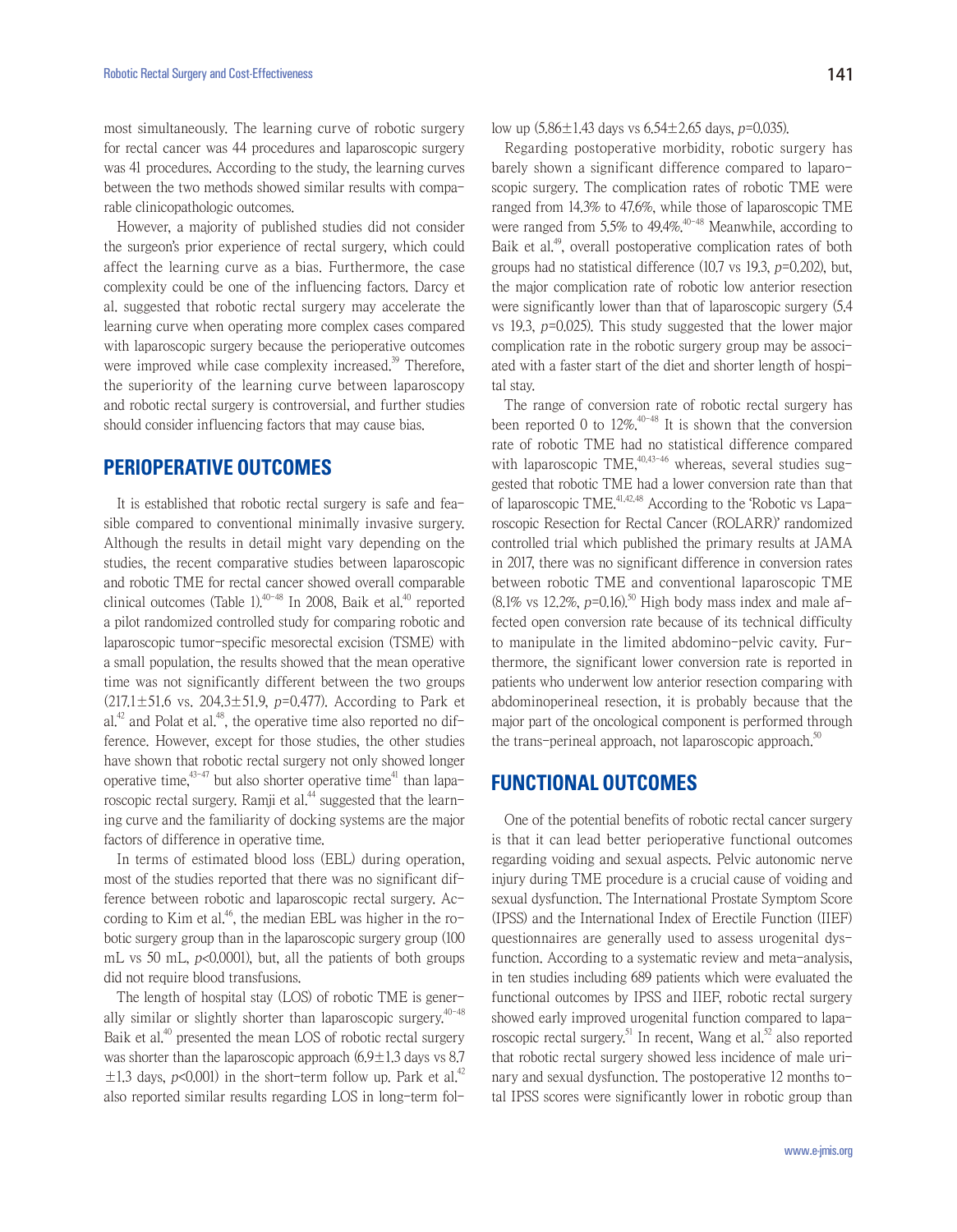most simultaneously. The learning curve of robotic surgery for rectal cancer was 44 procedures and laparoscopic surgery was 41 procedures. According to the study, the learning curves between the two methods showed similar results with comparable clinicopathologic outcomes.

However, a majority of published studies did not consider the surgeon's prior experience of rectal surgery, which could affect the learning curve as a bias. Furthermore, the case complexity could be one of the influencing factors. Darcy et al. suggested that robotic rectal surgery may accelerate the learning curve when operating more complex cases compared with laparoscopic surgery because the perioperative outcomes were improved while case complexity increased.[39] Therefore, the superiority of the learning curve between laparoscopy and robotic rectal surgery is controversial, and further studies should consider influencing factors that may cause bias.

## PERIOPERATIVE OUTCOMES

It is established that robotic rectal surgery is safe and feasible compared to conventional minimally invasive surgery. Although the results in detail might vary depending on the studies, the recent comparative studies between laparoscopic and robotic TME for rectal cancer showed overall comparable clinical outcomes (Table 1).[40–48] In 2008, Baik et al.[40] reported a pilot randomized controlled study for comparing robotic and laparoscopic tumor-specific mesorectal excision (TSME) with a small population, the results showed that the mean operative time was not significantly different between the two groups (217.1±51.6 vs. 204.3±51.9, $p$=0.477). According to Park et al.[42] and Polat et al.[48], the operative time also reported no difference. However, except for those studies, the other studies have shown that robotic rectal surgery not only showed longer operative time,[43–47] but also shorter operative time[41] than laparoscopic rectal surgery. Ramji et al.[44] suggested that the learning curve and the familiarity of docking systems are the major factors of difference in operative time.

In terms of estimated blood loss (EBL) during operation, most of the studies reported that there was no significant difference between robotic and laparoscopic rectal surgery. According to Kim et al.[46], the median EBL was higher in the robotic surgery group than in the laparoscopic surgery group (100 mL vs 50 mL, $p$<0.0001), but, all the patients of both groups did not require blood transfusions.

The length of hospital stay (LOS) of robotic TME is generally similar or slightly shorter than laparoscopic surgery.[40–48] Baik et al.[40] presented the mean LOS of robotic rectal surgery was shorter than the laparoscopic approach (6.9±1.3 days vs 8.7 ±1.3 days, $p$<0.001) in the short-term follow up. Park et al.[42] also reported similar results regarding LOS in long-term follow up (5.86±1.43 days vs 6.54±2.65 days, $p$=0.035).

Regarding postoperative morbidity, robotic surgery has barely shown a significant difference compared to laparoscopic surgery. The complication rates of robotic TME were ranged from 14.3% to 47.6%, while those of laparoscopic TME were ranged from 5.5% to 49.4%.[40–48] Meanwhile, according to Baik et al.[49], overall postoperative complication rates of both groups had no statistical difference (10.7 vs 19.3, $p$=0.202), but, the major complication rate of robotic low anterior resection were significantly lower than that of laparoscopic surgery (5.4 vs 19.3, $p$=0.025). This study suggested that the lower major complication rate in the robotic surgery group may be associated with a faster start of the diet and shorter length of hospital stay.

The range of conversion rate of robotic rectal surgery has been reported 0 to 12%.[40–48] It is shown that the conversion rate of robotic TME had no statistical difference compared with laparoscopic TME,[40,43–46] whereas, several studies suggested that robotic TME had a lower conversion rate than that of laparoscopic TME.[41,42,48] According to the 'Robotic vs Laparoscopic Resection for Rectal Cancer (ROLARR)' randomized controlled trial which published the primary results at JAMA in 2017, there was no significant difference in conversion rates between robotic TME and conventional laparoscopic TME (8.1% vs 12.2%, $p$=0.16).[50] High body mass index and male affected open conversion rate because of its technical difficulty to manipulate in the limited abdomino-pelvic cavity. Furthermore, the significant lower conversion rate is reported in patients who underwent low anterior resection comparing with abdominoperineal resection, it is probably because that the major part of the oncological component is performed through the trans-perineal approach, not laparoscopic approach.[50]

## FUNCTIONAL OUTCOMES

One of the potential benefits of robotic rectal cancer surgery is that it can lead better perioperative functional outcomes regarding voiding and sexual aspects. Pelvic autonomic nerve injury during TME procedure is a crucial cause of voiding and sexual dysfunction. The International Prostate Symptom Score (IPSS) and the International Index of Erectile Function (IIEF) questionnaires are generally used to assess urogenital dysfunction. According to a systematic review and meta-analysis, in ten studies including 689 patients which were evaluated the functional outcomes by IPSS and IIEF, robotic rectal surgery showed early improved urogenital function compared to laparoscopic rectal surgery.[51] In recent, Wang et al.[52] also reported that robotic rectal surgery showed less incidence of male urinary and sexual dysfunction. The postoperative 12 months total IPSS scores were significantly lower in robotic group than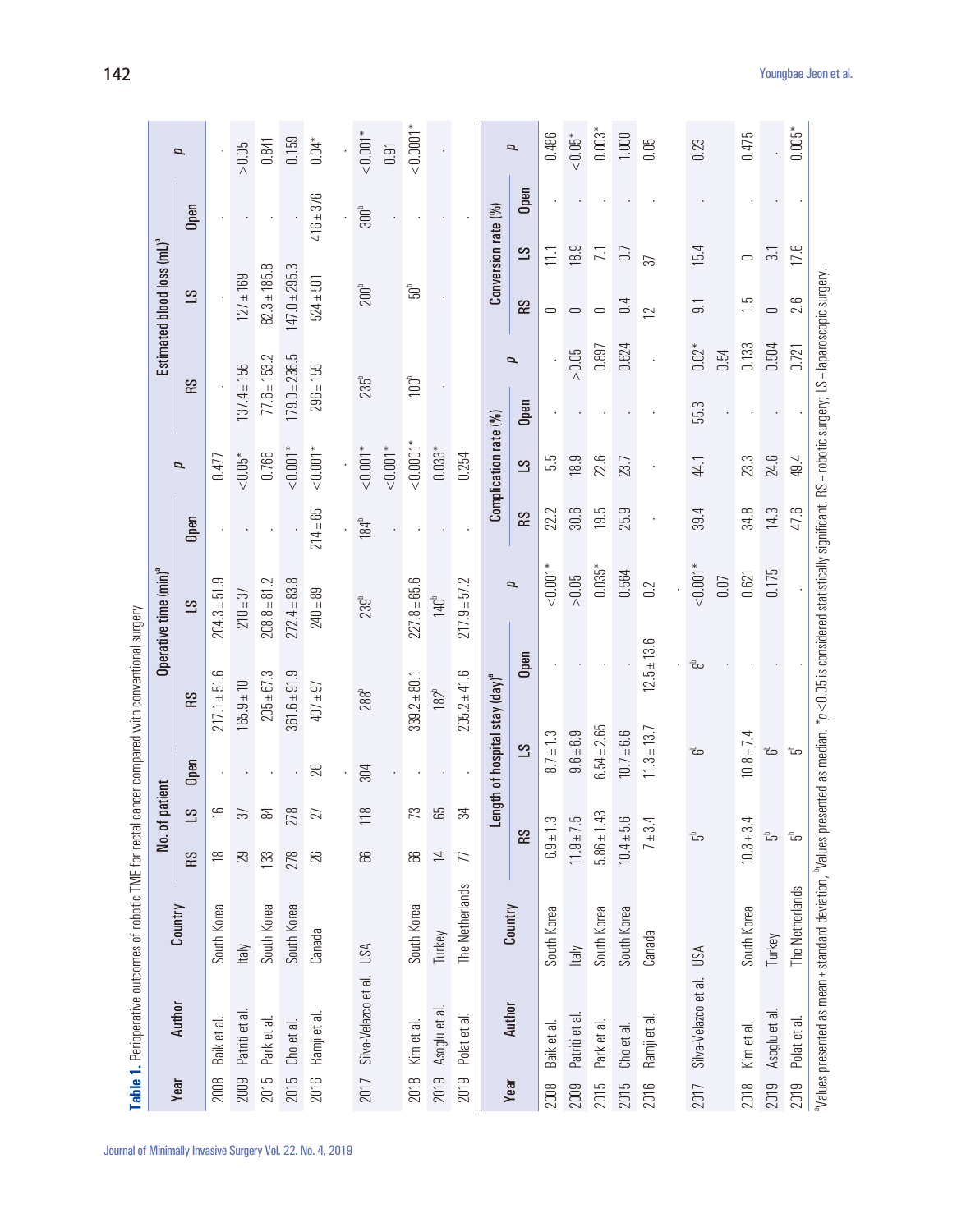**Table 1.** Perioperative outcomes of robotic TME for rectal cancer compared with conventional surgery

| Year | Author | Country | No. of patient | | | Operative time (min)[a] | | | | Estimated blood loss (mL)[a] | | | |
|---|---|---|---|---|---|---|---|---|---|---|---|---|---|
| | | | RS | LS | Open | RS | LS | Open | p | RS | LS | Open | p |
| 2008 | Baik et al. | South Korea | 18 | 16 | . | 217.1 ± 51.6 | 204.3 ± 51.9 | . | 0.477 | . | . | . | . |
| 2009 | Patriti et al. | Italy | 29 | 37 | . | 165.9 ± 10 | 210 ± 37 | . | <0.05* | 137.4 ± 156 | 127 ± 169 | . | >0.05 |
| 2015 | Park et al. | South Korea | 133 | 84 | . | 205 ± 67.3 | 208.8 ± 81.2 | . | 0.766 | 77.6 ± 153.2 | 82.3 ± 185.8 | . | 0.841 |
| 2015 | Cho et al. | South Korea | 278 | 278 | . | 361.6 ± 91.9 | 272.4 ± 83.8 | . | <0.001* | 179.0 ± 236.5 | 147.0 ± 295.3 | . | 0.159 |
| 2016 | Ramji et al. | Canada | 26 | 27 | 26 | 407 ± 97 | 240 ± 89 | 214 ± 65 | <0.001* | 296 ± 155 | 524 ± 501 | 416 ± 376 | 0.04* |
| 2017 | Silva-Velazco et al. | USA | 66 | 118 | 304 | 288[b] | 239[b] | 184[b] | <0.001*<br><0.001* | 235[b] | 200[b] | 300[b] | <0.001*<br>0.91 |
| 2018 | Kim et al. | South Korea | 66 | 73 | . | 339.2 ± 80.1 | 227.8 ± 65.6 | . | <0.0001* | 100[b] | 50[b] | . | <0.0001* |
| 2019 | Asoglu et al. | Turkey | 14 | 65 | . | 182[b] | 140[b] | . | 0.033* | . | . | . | . |
| 2019 | Polat et al. | The Netherlands | 77 | 34 | . | 205.2 ± 41.6 | 217.9 ± 57.2 | . | 0.254 | . | . | . | . |

| Year | Author | Country | Length of hospital stay (day)[a] | | | | Complication rate (%) | | | | Conversion rate (%) | | | |
|---|---|---|---|---|---|---|---|---|---|---|---|---|---|---|
| | | | RS | LS | Open | p | RS | LS | Open | p | RS | LS | Open | p |
| 2008 | Baik et al. | South Korea | 6.9 ± 1.3 | 8.7 ± 1.3 | . | <0.001* | 22.2 | 5.5 | . | . | 0 | 11.1 | . | 0.486 |
| 2009 | Patriti et al. | Italy | 11.9 ± 7.5 | 9.6 ± 6.9 | . | >0.05 | 30.6 | 18.9 | . | >0.05 | 0 | 18.9 | . | <0.05* |
| 2015 | Park et al. | South Korea | 5.86 ± 1.43 | 6.54 ± 2.65 | . | 0.035* | 19.5 | 22.6 | . | 0.897 | 0 | 7.1 | . | 0.003* |
| 2015 | Cho et al. | South Korea | 10.4 ± 5.6 | 10.7 ± 6.6 | . | 0.564 | 25.9 | 23.7 | . | 0.624 | 0.4 | 0.7 | . | 1.000 |
| 2016 | Ramji et al. | Canada | 7 ± 3.4 | 11.3 ± 13.7 | 12.5 ± 13.6 | 0.2 | . | . | . | . | 12 | 37 | . | 0.05 |
| 2017 | Silva-Velazco et al. | USA | 5[b] | 6[b] | 8[b] | <0.001*<br>0.07 | 39.4 | 44.1 | 55.3 | 0.02*<br>0.54 | 9.1 | 15.4 | . | 0.23 |
| 2018 | Kim et al. | South Korea | 10.3 ± 3.4 | 10.8 ± 7.4 | . | 0.621 | 34.8 | 23.3 | . | 0.133 | 1.5 | 0 | . | 0.475 |
| 2019 | Asoglu et al. | Turkey | 5[b] | 6[b] | . | 0.175 | 14.3 | 24.6 | . | 0.504 | 0 | 3.1 | . | . |
| 2019 | Polat et al. | The Netherlands | 5[b] | 5[b] | . | . | 47.6 | 49.4 | . | 0.721 | 2.6 | 17.6 | . | 0.005* |

[a]Values presented as mean ± standard deviation, [b]Values presented as median. *$p < 0.05$ is considered statistically significant. RS = robotic surgery; LS = laparoscopic surgery.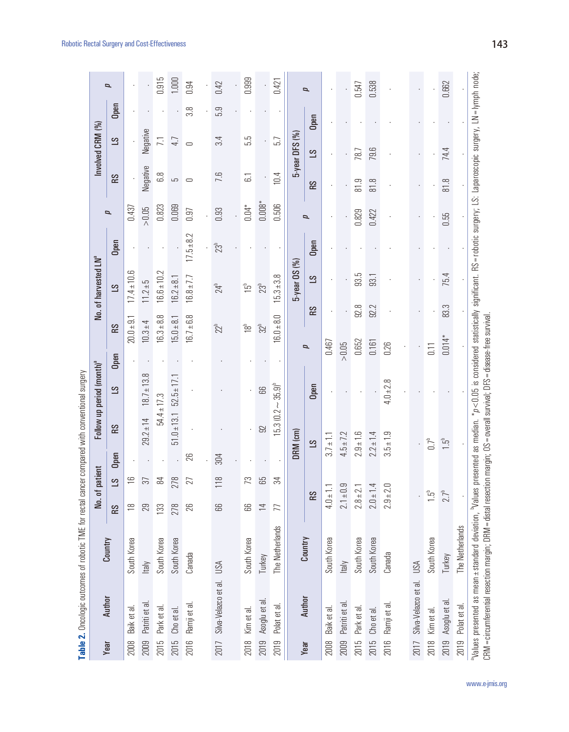**Table 2.** Oncologic outcomes of robotic TME for rectal cancer compared with conventional surgery

| Year | Author | Country | No. of patient | | | Follow up period (month)[a] | | | No. of harvested LN[a] | | | | Involved CRM (%) | | | |
|---|---|---|---|---|---|---|---|---|---|---|---|---|---|---|---|---|
| | | | RS | LS | Open | RS | LS | Open | RS | LS | Open | p | RS | LS | Open | p |
| 2008 | Baik et al. | South Korea | 18 | 16 | . | | | . | 20.0 ± 9.1 | 17.4 ± 10.6 | . | 0.437 | . | . | . | . |
| 2009 | Patriti et al. | Italy | 29 | 37 | . | 29.2 ± 14 | 18.7 ± 13.8 | . | 10.3 ± 4 | 11.2 ± 5 | . | >0.05 | Negative | Negative | . | . |
| 2015 | Park et al. | South Korea | 133 | 84 | . | 54.4 ± 17.3 | | . | 16.3 ± 8.8 | 16.6 ± 10.2 | . | 0.823 | 6.8 | 7.1 | . | 0.915 |
| 2015 | Cho et al. | South Korea | 278 | 278 | . | 51.0 ± 13.1 | 52.5 ± 17.1 | . | 15.0 ± 8.1 | 16.2 ± 8.1 | . | 0.069 | 5 | 4.7 | . | 1.000 |
| 2016 | Ramji et al. | Canada | 26 | 27 | 26 | . | . | . | 16.7 ± 6.8 | 16.8 ± 7.7 | 17.5 ± 8.2 | 0.97 | 0 | 0 | 3.8 | 0.94 |
| 2017 | Silva-Velazco et al. | USA | 66 | 118 | 304 | . | . | . | 22[b] | 24[b] | 23[b] | 0.93 | 7.6 | 3.4 | 5.9 | 0.42 |
| 2018 | Kim et al. | South Korea | 66 | 73 | . | . | . | . | 18[b] | 15[b] | . | 0.04* | 6.1 | 5.5 | . | 0.999 |
| 2019 | Asoglu et al. | Turkey | 14 | 65 | . | 92 | 66 | . | 32[b] | 23[b] | . | 0.008* | . | . | . | . |
| 2019 | Polat et al. | The Netherlands | 77 | 34 | . | 15.3 (0.2 ~ 35.9)[b] | . | . | 16.0 ± 8.0 | 15.3 ± 3.8 | . | 0.506 | 10.4 | 5.7 | . | 0.421 |

| Year | Author | Country | DRM (cm) | | | | 5-year OS (%) | | | | 5-year DFS (%) | | | |
|---|---|---|---|---|---|---|---|---|---|---|---|---|---|---|
| | | | RS | LS | Open | p | RS | LS | Open | p | RS | LS | Open | p |
| 2008 | Baik et al. | South Korea | 4.0 ± 1.1 | 3.7 ± 1.1 | . | 0.467 | . | . | . | . | . | . | . | . |
| 2009 | Patriti et al. | Italy | 2.1 ± 0.9 | 4.5 ± 7.2 | . | >0.05 | . | . | . | . | . | . | . | . |
| 2015 | Park et al. | South Korea | 2.8 ± 2.1 | 2.9 ± 1.6 | . | 0.652 | 92.8 | 93.5 | . | 0.829 | 81.9 | 78.7 | . | 0.547 |
| 2015 | Cho et al. | South Korea | 2.0 ± 1.4 | 2.2 ± 1.4 | . | 0.161 | 92.2 | 93.1 | . | 0.422 | 81.8 | 79.6 | . | 0.538 |
| 2016 | Ramji et al. | Canada | 2.9 ± 2.0 | 3.5 ± 1.9 | 4.0 ± 2.8 | 0.26 | . | . | . | . | . | . | . | . |
| 2017 | Silva-Velazco et al. | USA | . | . | . | . | . | . | . | . | . | . | . | . |
| 2018 | Kim et al. | South Korea | 1.5[b] | 0.7[b] | . | 0.11 | . | . | . | . | . | . | . | . |
| 2019 | Asoglu et al. | Turkey | 2.7[b] | 1.5[b] | . | 0.014* | 83.3 | 75.4 | . | 0.55 | 81.8 | 74.4 | . | 0.662 |
| 2019 | Polat et al. | The Netherlands | . | . | . | . | . | . | . | . | . | . | . | . |

[a]Values presented as mean ± standard deviation, [b]Values presented as median. *$p<0.05$ is considered statistically significant. RS = robotic surgery; LS: Laparoscopic surgery, LN = lymph node; CRM = circumferential resection margin; DRM = distal resection margin; OS = overall survival; DFS = disease-free survival.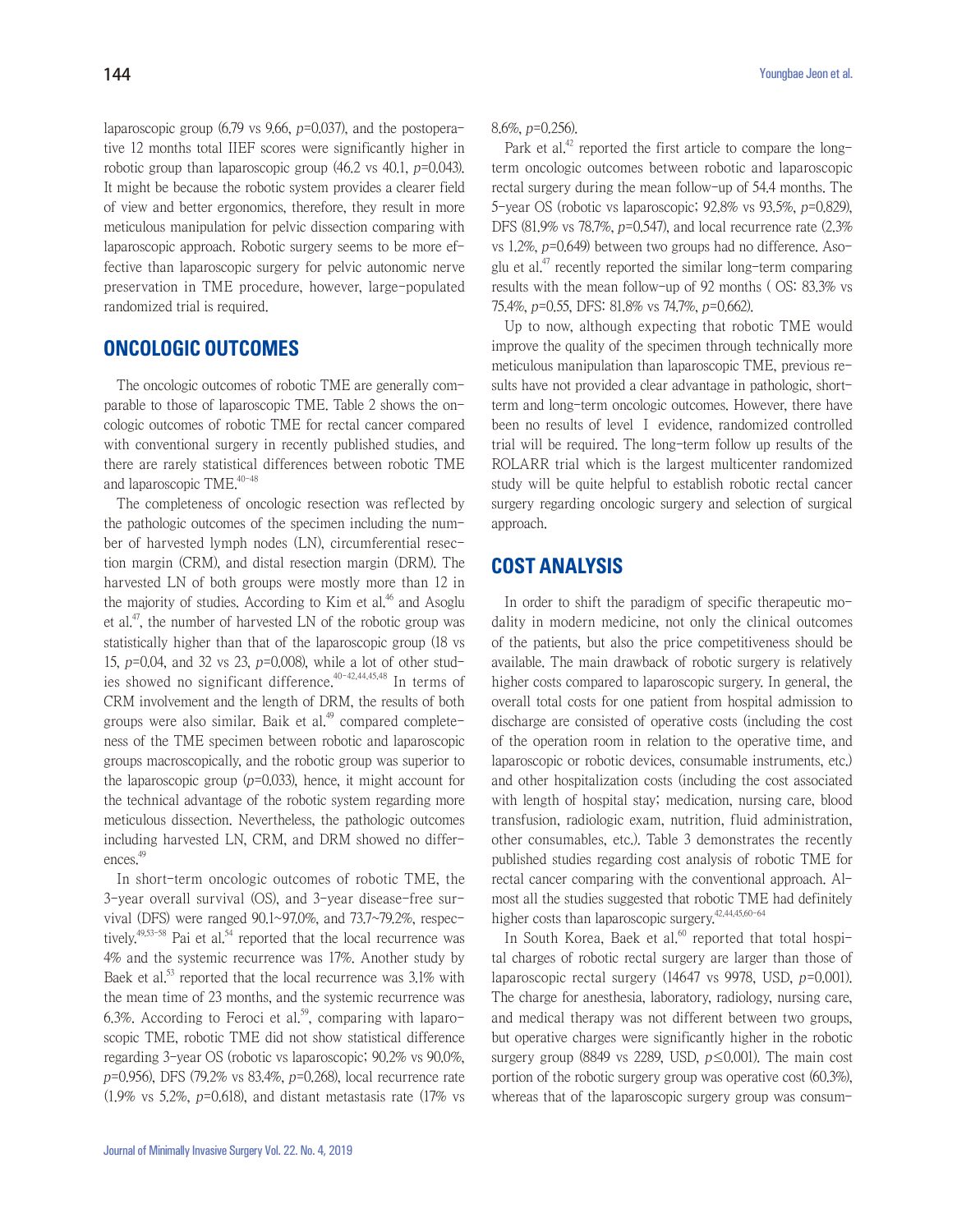laparoscopic group (6.79 vs 9.66, $p$=0.037), and the postoperative 12 months total IIEF scores were significantly higher in robotic group than laparoscopic group (46.2 vs 40.1, $p$=0.043). It might be because the robotic system provides a clearer field of view and better ergonomics, therefore, they result in more meticulous manipulation for pelvic dissection comparing with laparoscopic approach. Robotic surgery seems to be more effective than laparoscopic surgery for pelvic autonomic nerve preservation in TME procedure, however, large-populated randomized trial is required.

## ONCOLOGIC OUTCOMES

The oncologic outcomes of robotic TME are generally comparable to those of laparoscopic TME. Table 2 shows the oncologic outcomes of robotic TME for rectal cancer compared with conventional surgery in recently published studies, and there are rarely statistical differences between robotic TME and laparoscopic TME.[40-48]

The completeness of oncologic resection was reflected by the pathologic outcomes of the specimen including the number of harvested lymph nodes (LN), circumferential resection margin (CRM), and distal resection margin (DRM). The harvested LN of both groups were mostly more than 12 in the majority of studies. According to Kim et al.[46] and Asoglu et al.[47], the number of harvested LN of the robotic group was statistically higher than that of the laparoscopic group (18 vs 15, $p$=0.04, and 32 vs 23, $p$=0.008), while a lot of other studies showed no significant difference.[40-42,44,45,48] In terms of CRM involvement and the length of DRM, the results of both groups were also similar. Baik et al.[49] compared completeness of the TME specimen between robotic and laparoscopic groups macroscopically, and the robotic group was superior to the laparoscopic group ($p$=0.033), hence, it might account for the technical advantage of the robotic system regarding more meticulous dissection. Nevertheless, the pathologic outcomes including harvested LN, CRM, and DRM showed no differences.[49]

In short-term oncologic outcomes of robotic TME, the 3-year overall survival (OS), and 3-year disease-free survival (DFS) were ranged 90.1~97.0%, and 73.7~79.2%, respectively.[49,53-58] Pai et al.[54] reported that the local recurrence was 4% and the systemic recurrence was 17%. Another study by Baek et al.[53] reported that the local recurrence was 3.1% with the mean time of 23 months, and the systemic recurrence was 6.3%. According to Feroci et al.[59], comparing with laparoscopic TME, robotic TME did not show statistical difference regarding 3-year OS (robotic vs laparoscopic; 90.2% vs 90.0%, $p$=0.956), DFS (79.2% vs 83.4%, $p$=0.268), local recurrence rate (1.9% vs 5.2%, $p$=0.618), and distant metastasis rate (17% vs 8.6%, $p$=0.256).

Park et al.[42] reported the first article to compare the long-term oncologic outcomes between robotic and laparoscopic rectal surgery during the mean follow-up of 54.4 months. The 5-year OS (robotic vs laparoscopic; 92.8% vs 93.5%, $p$=0.829), DFS (81.9% vs 78.7%, $p$=0.547), and local recurrence rate (2.3% vs 1.2%, $p$=0.649) between two groups had no difference. Asoglu et al.[47] recently reported the similar long-term comparing results with the mean follow-up of 92 months ( OS: 83.3% vs 75.4%, $p$=0.55, DFS: 81.8% vs 74.7%, $p$=0.662).

Up to now, although expecting that robotic TME would improve the quality of the specimen through technically more meticulous manipulation than laparoscopic TME, previous results have not provided a clear advantage in pathologic, short-term and long-term oncologic outcomes. However, there have been no results of level Ⅰ evidence, randomized controlled trial will be required. The long-term follow up results of the ROLARR trial which is the largest multicenter randomized study will be quite helpful to establish robotic rectal cancer surgery regarding oncologic surgery and selection of surgical approach.

## COST ANALYSIS

In order to shift the paradigm of specific therapeutic modality in modern medicine, not only the clinical outcomes of the patients, but also the price competitiveness should be available. The main drawback of robotic surgery is relatively higher costs compared to laparoscopic surgery. In general, the overall total costs for one patient from hospital admission to discharge are consisted of operative costs (including the cost of the operation room in relation to the operative time, and laparoscopic or robotic devices, consumable instruments, etc.) and other hospitalization costs (including the cost associated with length of hospital stay; medication, nursing care, blood transfusion, radiologic exam, nutrition, fluid administration, other consumables, etc.). Table 3 demonstrates the recently published studies regarding cost analysis of robotic TME for rectal cancer comparing with the conventional approach. Almost all the studies suggested that robotic TME had definitely higher costs than laparoscopic surgery.[42,44,45,60-64]

In South Korea, Baek et al.[60] reported that total hospital charges of robotic rectal surgery are larger than those of laparoscopic rectal surgery (14647 vs 9978, USD, $p$=0.001). The charge for anesthesia, laboratory, radiology, nursing care, and medical therapy was not different between two groups, but operative charges were significantly higher in the robotic surgery group (8849 vs 2289, USD, $p \leq 0.001$). The main cost portion of the robotic surgery group was operative cost (60.3%), whereas that of the laparoscopic surgery group was consum-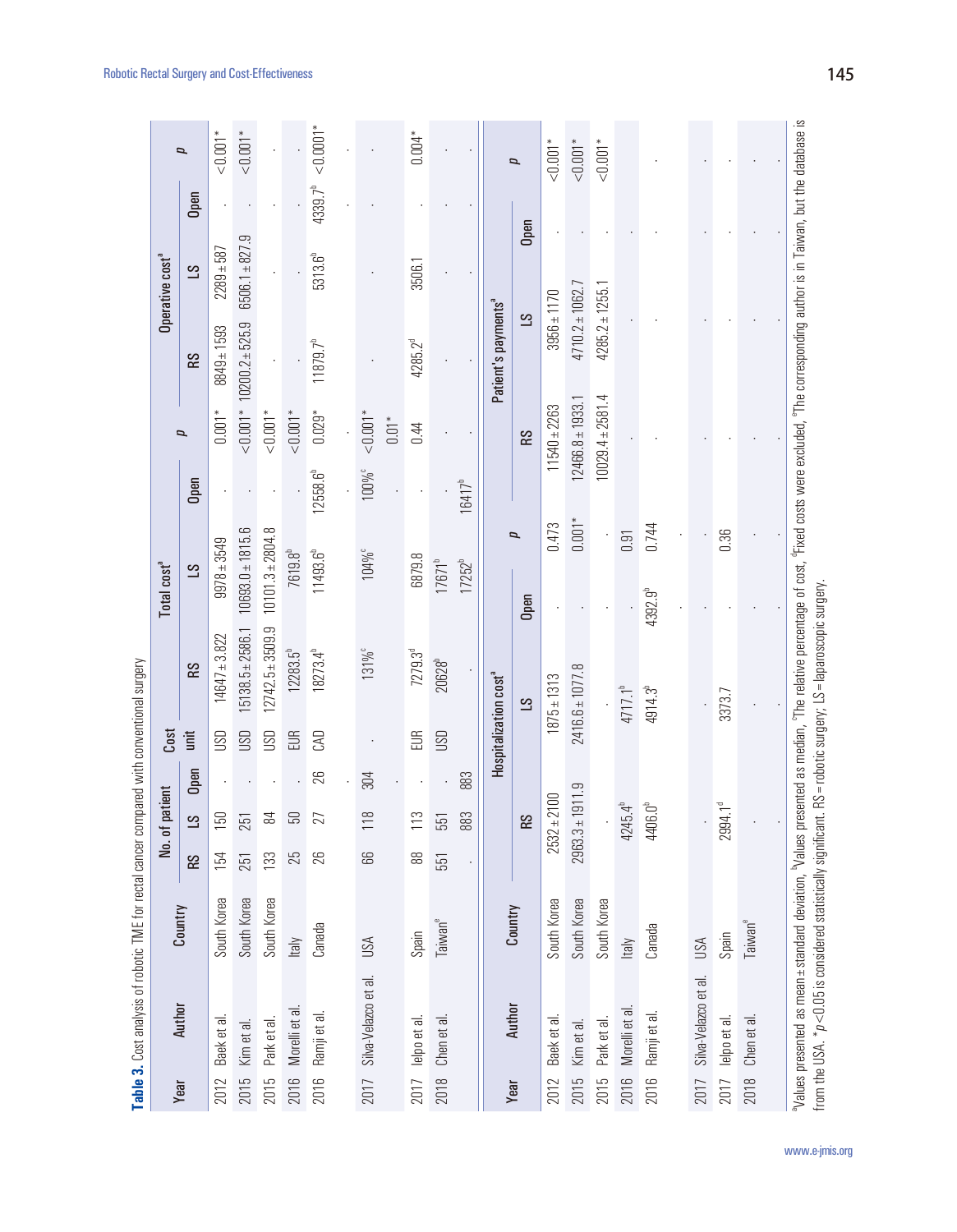**Table 3.** Cost analysis of robotic TME for rectal cancer compared with conventional surgery

| Year | Author | Country | No. of patient | | | Cost unit | Total cost[a] | | | | Operative cost[a] | | | |
|---|---|---|---|---|---|---|---|---|---|---|---|---|---|---|
| | | | RS | LS | Open | | RS | LS | Open | $p$ | RS | LS | Open | $p$ |
| 2012 | Baek et al. | South Korea | 154 | 150 | . | USD | 14647±3.822 | 9978±3549 | . | 0.001* | 8849±1583 | 2289±587 | . | <0.001* |
| 2015 | Kim et al. | South Korea | 251 | 251 | . | USD | 15138.5±2586.1 | 10693.0±1815.6 | . | <0.001* | 10200.2±525.9 | 6506.1±827.9 | . | <0.001* |
| 2015 | Park et al. | South Korea | 133 | 84 | . | USD | 12742.5±3509.9 | 10101.3±2804.8 | . | <0.001* | . | . | . | . |
| 2016 | Morelli et al. | Italy | 25 | 50 | . | EUR | 12283.5[b] | 7619.8[b] | . | <0.001* | . | . | . | . |
| 2016 | Ramji et al. | Canada | 26 | 27 | 26 | CAD | 18273.4[b] | 11493.6[b] | 12558.6[b] | 0.029* | 11879.7[b] | 5313.6[b] | 4339.7[b] | <0.0001* |
| 2017 | Silva-Velazco et al. | USA | 66 | 118 | 304 | . | 131%[c] | 104%[c] | 100%[c] | <0.001* / 0.01* | . | . | . | . |
| 2017 | Ielpo et al. | Spain | 88 | 113 | . | EUR | 7279.3[d] | 6879.8 | . | 0.44 | 4285.2[d] | 3506.1 | . | 0.004* |
| 2018 | Chen et al. | Taiwan[e] | 551 | 551 | . | USD | 20628[b] | 17671[b] | . | . | . | . | . | . |
| | | | . | 883 | 883 | | . | 17252[b] | 16417[b] | . | . | . | . | . |

| Year | Author | Country | Hospitalization cost[a] | | | | Patient's payments[a] | | | |
|---|---|---|---|---|---|---|---|---|---|---|
| | | | RS | LS | Open | $p$ | RS | LS | Open | $p$ |
| 2012 | Baek et al. | South Korea | 2532±2100 | 1875±1313 | . | 0.473 | 11540±2263 | 3956±1170 | . | <0.001* |
| 2015 | Kim et al. | South Korea | 2963.3±1911.9 | 2416.6±1077.8 | . | 0.001* | 12466.8±1933.1 | 4710.2±1062.7 | . | <0.001* |
| 2015 | Park et al. | South Korea | . | . | . | . | 10029.4±2581.4 | 4285.2±1255.1 | . | <0.001* |
| 2016 | Morelli et al. | Italy | 4245.4[b] | 4717.1[b] | . | 0.91 | . | . | . | . |
| 2016 | Ramji et al. | Canada | 4406.0[b] | 4914.3[b] | 4392.9[b] | 0.744 | . | . | . | . |
| 2017 | Silva-Velazco et al. | USA | . | . | . | . | . | . | . | . |
| 2017 | Ielpo et al. | Spain | 2994.1[d] | 3373.7 | . | 0.36 | . | . | . | . |
| 2018 | Chen et al. | Taiwan[e] | . | . | . | . | . | . | . | . |

[a]Values presented as mean±standard deviation, [b]Values presented as median, [c]The relative percentage of cost, [d]Fixed costs were excluded, [e]The corresponding author is in Taiwan, but the database is from the USA. *$p<0.05$ is considered statistically significant. RS=robotic surgery; LS=laparoscopic surgery.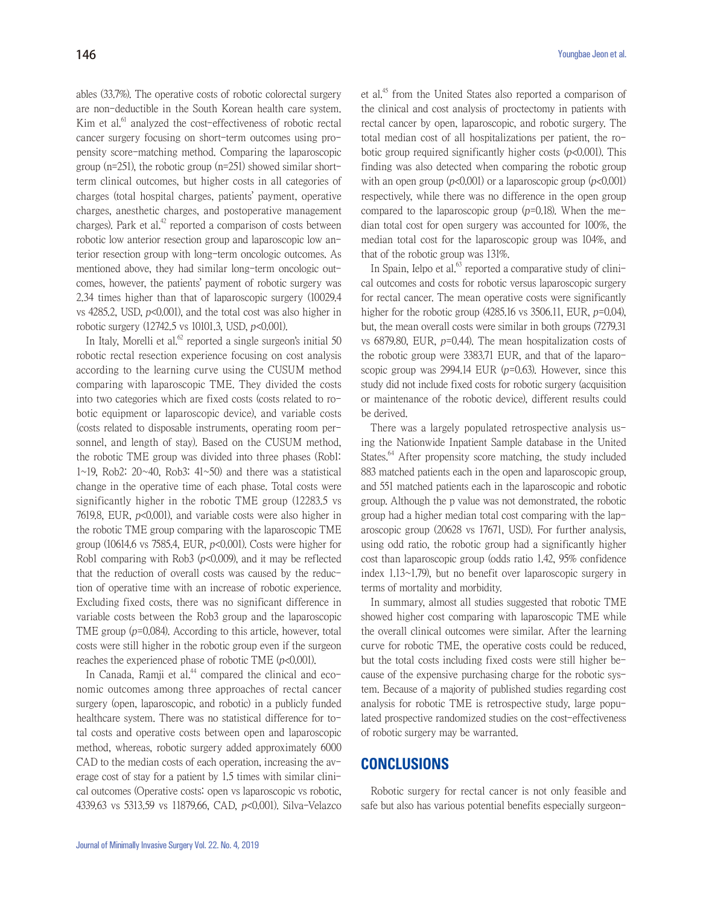ables (33.7%). The operative costs of robotic colorectal surgery are non-deductible in the South Korean health care system. Kim et al.[61] analyzed the cost-effectiveness of robotic rectal cancer surgery focusing on short-term outcomes using propensity score-matching method. Comparing the laparoscopic group (n=251), the robotic group (n=251) showed similar short-term clinical outcomes, but higher costs in all categories of charges (total hospital charges, patients' payment, operative charges, anesthetic charges, and postoperative management charges). Park et al.[42] reported a comparison of costs between robotic low anterior resection group and laparoscopic low anterior resection group with long-term oncologic outcomes. As mentioned above, they had similar long-term oncologic outcomes, however, the patients' payment of robotic surgery was 2.34 times higher than that of laparoscopic surgery (10029.4 vs 4285.2, USD, $p<0.001$), and the total cost was also higher in robotic surgery (12742.5 vs 10101.3, USD, $p<0.001$).

In Italy, Morelli et al.[62] reported a single surgeon's initial 50 robotic rectal resection experience focusing on cost analysis according to the learning curve using the CUSUM method comparing with laparoscopic TME. They divided the costs into two categories which are fixed costs (costs related to robotic equipment or laparoscopic device), and variable costs (costs related to disposable instruments, operating room personnel, and length of stay). Based on the CUSUM method, the robotic TME group was divided into three phases (Rob1: 1~19, Rob2: 20~40, Rob3: 41~50) and there was a statistical change in the operative time of each phase. Total costs were significantly higher in the robotic TME group (12283.5 vs 7619.8, EUR, $p<0.001$), and variable costs were also higher in the robotic TME group comparing with the laparoscopic TME group (10614.6 vs 7585.4, EUR, $p<0.001$). Costs were higher for Rob1 comparing with Rob3 ($p<0.009$), and it may be reflected that the reduction of overall costs was caused by the reduction of operative time with an increase of robotic experience. Excluding fixed costs, there was no significant difference in variable costs between the Rob3 group and the laparoscopic TME group ($p=0.084$). According to this article, however, total costs were still higher in the robotic group even if the surgeon reaches the experienced phase of robotic TME ($p<0.001$).

In Canada, Ramji et al.[44] compared the clinical and economic outcomes among three approaches of rectal cancer surgery (open, laparoscopic, and robotic) in a publicly funded healthcare system. There was no statistical difference for total costs and operative costs between open and laparoscopic method, whereas, robotic surgery added approximately 6000 CAD to the median costs of each operation, increasing the average cost of stay for a patient by 1.5 times with similar clinical outcomes (Operative costs: open vs laparoscopic vs robotic, 4339.63 vs 5313.59 vs 11879.66, CAD, $p<0.001$). Silva-Velazco et al.[45] from the United States also reported a comparison of the clinical and cost analysis of proctectomy in patients with rectal cancer by open, laparoscopic, and robotic surgery. The total median cost of all hospitalizations per patient, the robotic group required significantly higher costs ($p<0.001$). This finding was also detected when comparing the robotic group with an open group ($p<0.001$) or a laparoscopic group ($p<0.001$) respectively, while there was no difference in the open group compared to the laparoscopic group ($p=0.18$). When the median total cost for open surgery was accounted for 100%, the median total cost for the laparoscopic group was 104%, and that of the robotic group was 131%.

In Spain, Ielpo et al.[63] reported a comparative study of clinical outcomes and costs for robotic versus laparoscopic surgery for rectal cancer. The mean operative costs were significantly higher for the robotic group (4285.16 vs 3506.11, EUR, $p=0.04$), but, the mean overall costs were similar in both groups (7279.31 vs 6879.80, EUR, $p=0.44$). The mean hospitalization costs of the robotic group were 3383.71 EUR, and that of the laparoscopic group was 2994.14 EUR ($p=0.63$). However, since this study did not include fixed costs for robotic surgery (acquisition or maintenance of the robotic device), different results could be derived.

There was a largely populated retrospective analysis using the Nationwide Inpatient Sample database in the United States.[64] After propensity score matching, the study included 883 matched patients each in the open and laparoscopic group, and 551 matched patients each in the laparoscopic and robotic group. Although the p value was not demonstrated, the robotic group had a higher median total cost comparing with the laparoscopic group (20628 vs 17671, USD). For further analysis, using odd ratio, the robotic group had a significantly higher cost than laparoscopic group (odds ratio 1.42, 95% confidence index 1.13~1.79), but no benefit over laparoscopic surgery in terms of mortality and morbidity.

In summary, almost all studies suggested that robotic TME showed higher cost comparing with laparoscopic TME while the overall clinical outcomes were similar. After the learning curve for robotic TME, the operative costs could be reduced, but the total costs including fixed costs were still higher because of the expensive purchasing charge for the robotic system. Because of a majority of published studies regarding cost analysis for robotic TME is retrospective study, large populated prospective randomized studies on the cost-effectiveness of robotic surgery may be warranted.

## CONCLUSIONS

Robotic surgery for rectal cancer is not only feasible and safe but also has various potential benefits especially surgeon-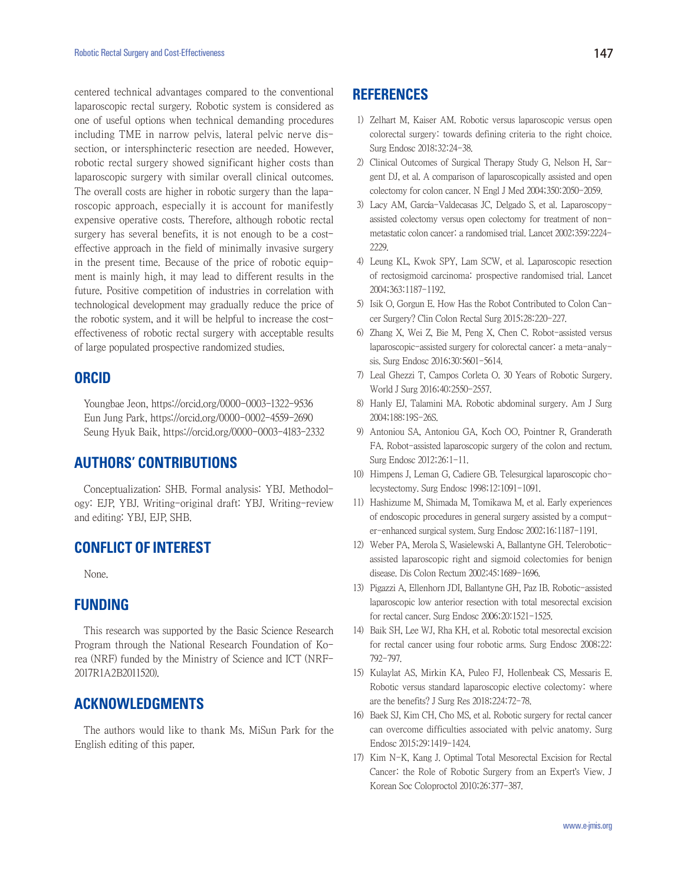centered technical advantages compared to the conventional laparoscopic rectal surgery. Robotic system is considered as one of useful options when technical demanding procedures including TME in narrow pelvis, lateral pelvic nerve dissection, or intersphincteric resection are needed. However, robotic rectal surgery showed significant higher costs than laparoscopic surgery with similar overall clinical outcomes. The overall costs are higher in robotic surgery than the laparoscopic approach, especially it is account for manifestly expensive operative costs. Therefore, although robotic rectal surgery has several benefits, it is not enough to be a cost-effective approach in the field of minimally invasive surgery in the present time. Because of the price of robotic equipment is mainly high, it may lead to different results in the future. Positive competition of industries in correlation with technological development may gradually reduce the price of the robotic system, and it will be helpful to increase the cost-effectiveness of robotic rectal surgery with acceptable results of large populated prospective randomized studies.

## ORCID

Youngbae Jeon, https://orcid.org/0000-0003-1322-9536
Eun Jung Park, https://orcid.org/0000-0002-4559-2690
Seung Hyuk Baik, https://orcid.org/0000-0003-4183-2332

## AUTHORS' CONTRIBUTIONS

Conceptualization: SHB. Formal analysis: YBJ. Methodology: EJP, YBJ. Writing-original draft: YBJ. Writing-review and editing: YBJ, EJP, SHB.

## CONFLICT OF INTEREST

None.

## FUNDING

This research was supported by the Basic Science Research Program through the National Research Foundation of Korea (NRF) funded by the Ministry of Science and ICT (NRF-2017R1A2B2011520).

## ACKNOWLEDGMENTS

The authors would like to thank Ms. MiSun Park for the English editing of this paper.

## REFERENCES

1) Zelhart M, Kaiser AM. Robotic versus laparoscopic versus open colorectal surgery: towards defining criteria to the right choice. Surg Endosc 2018;32:24-38.
2) Clinical Outcomes of Surgical Therapy Study G, Nelson H, Sargent DJ, et al. A comparison of laparoscopically assisted and open colectomy for colon cancer. N Engl J Med 2004;350:2050-2059.
3) Lacy AM, García-Valdecasas JC, Delgado S, et al. Laparoscopy-assisted colectomy versus open colectomy for treatment of non-metastatic colon cancer: a randomised trial. Lancet 2002;359:2224-2229.
4) Leung KL, Kwok SPY, Lam SCW, et al. Laparoscopic resection of rectosigmoid carcinoma: prospective randomised trial. Lancet 2004;363:1187-1192.
5) Isik O, Gorgun E. How Has the Robot Contributed to Colon Cancer Surgery? Clin Colon Rectal Surg 2015;28:220-227.
6) Zhang X, Wei Z, Bie M, Peng X, Chen C. Robot-assisted versus laparoscopic-assisted surgery for colorectal cancer: a meta-analysis. Surg Endosc 2016;30:5601-5614.
7) Leal Ghezzi T, Campos Corleta O. 30 Years of Robotic Surgery. World J Surg 2016;40:2550-2557.
8) Hanly EJ, Talamini MA. Robotic abdominal surgery. Am J Surg 2004;188:19S-26S.
9) Antoniou SA, Antoniou GA, Koch OO, Pointner R, Granderath FA. Robot-assisted laparoscopic surgery of the colon and rectum. Surg Endosc 2012;26:1-11.
10) Himpens J, Leman G, Cadiere GB. Telesurgical laparoscopic cholecystectomy. Surg Endosc 1998;12:1091-1091.
11) Hashizume M, Shimada M, Tomikawa M, et al. Early experiences of endoscopic procedures in general surgery assisted by a computer-enhanced surgical system. Surg Endosc 2002;16:1187-1191.
12) Weber PA, Merola S, Wasielewski A, Ballantyne GH. Telerobotic-assisted laparoscopic right and sigmoid colectomies for benign disease. Dis Colon Rectum 2002;45:1689-1696.
13) Pigazzi A, Ellenhorn JDI, Ballantyne GH, Paz IB. Robotic-assisted laparoscopic low anterior resection with total mesorectal excision for rectal cancer. Surg Endosc 2006;20:1521-1525.
14) Baik SH, Lee WJ, Rha KH, et al. Robotic total mesorectal excision for rectal cancer using four robotic arms. Surg Endosc 2008;22:792-797.
15) Kulaylat AS, Mirkin KA, Puleo FJ, Hollenbeak CS, Messaris E. Robotic versus standard laparoscopic elective colectomy: where are the benefits? J Surg Res 2018;224:72-78.
16) Baek SJ, Kim CH, Cho MS, et al. Robotic surgery for rectal cancer can overcome difficulties associated with pelvic anatomy. Surg Endosc 2015;29:1419-1424.
17) Kim N-K, Kang J. Optimal Total Mesorectal Excision for Rectal Cancer: the Role of Robotic Surgery from an Expert's View. J Korean Soc Coloproctol 2010;26:377-387.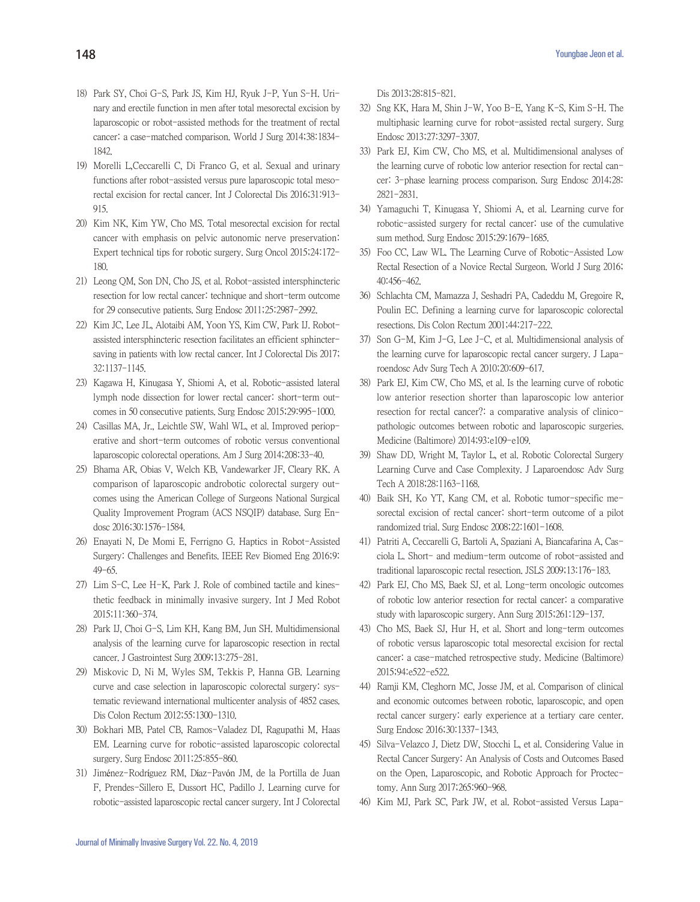18) Park SY, Choi G-S, Park JS, Kim HJ, Ryuk J-P, Yun S-H. Urinary and erectile function in men after total mesorectal excision by laparoscopic or robot-assisted methods for the treatment of rectal cancer: a case-matched comparison. World J Surg 2014;38:1834-1842.
19) Morelli L,Ceccarelli C, Di Franco G, et al. Sexual and urinary functions after robot-assisted versus pure laparoscopic total mesorectal excision for rectal cancer. Int J Colorectal Dis 2016;31:913-915.
20) Kim NK, Kim YW, Cho MS. Total mesorectal excision for rectal cancer with emphasis on pelvic autonomic nerve preservation: Expert technical tips for robotic surgery. Surg Oncol 2015;24:172-180.
21) Leong QM, Son DN, Cho JS, et al. Robot-assisted intersphincteric resection for low rectal cancer: technique and short-term outcome for 29 consecutive patients. Surg Endosc 2011;25:2987-2992.
22) Kim JC, Lee JL, Alotaibi AM, Yoon YS, Kim CW, Park IJ. Robot-assisted intersphincteric resection facilitates an efficient sphincter-saving in patients with low rectal cancer. Int J Colorectal Dis 2017;32:1137-1145.
23) Kagawa H, Kinugasa Y, Shiomi A, et al. Robotic-assisted lateral lymph node dissection for lower rectal cancer: short-term outcomes in 50 consecutive patients. Surg Endosc 2015;29:995-1000.
24) Casillas MA, Jr., Leichtle SW, Wahl WL, et al. Improved perioperative and short-term outcomes of robotic versus conventional laparoscopic colorectal operations. Am J Surg 2014;208:33-40.
25) Bhama AR, Obias V, Welch KB, Vandewarker JF, Cleary RK. A comparison of laparoscopic androbotic colorectal surgery outcomes using the American College of Surgeons National Surgical Quality Improvement Program (ACS NSQIP) database. Surg Endosc 2016;30:1576-1584.
26) Enayati N, De Momi E, Ferrigno G. Haptics in Robot-Assisted Surgery: Challenges and Benefits. IEEE Rev Biomed Eng 2016;9:49-65.
27) Lim S-C, Lee H-K, Park J. Role of combined tactile and kinesthetic feedback in minimally invasive surgery. Int J Med Robot 2015;11:360-374.
28) Park IJ, Choi G-S, Lim KH, Kang BM, Jun SH. Multidimensional analysis of the learning curve for laparoscopic resection in rectal cancer. J Gastrointest Surg 2009;13:275-281.
29) Miskovic D, Ni M, Wyles SM, Tekkis P, Hanna GB. Learning curve and case selection in laparoscopic colorectal surgery: systematic reviewand international multicenter analysis of 4852 cases. Dis Colon Rectum 2012;55:1300-1310.
30) Bokhari MB, Patel CB, Ramos-Valadez DI, Ragupathi M, Haas EM. Learning curve for robotic-assisted laparoscopic colorectal surgery. Surg Endosc 2011;25:855-860.
31) Jiménez-Rodríguez RM, Díaz-Pavón JM, de la Portilla de Juan F, Prendes-Sillero E, Dussort HC, Padillo J. Learning curve for robotic-assisted laparoscopic rectal cancer surgery. Int J Colorectal Dis 2013;28:815-821.
32) Sng KK, Hara M, Shin J-W, Yoo B-E, Yang K-S, Kim S-H. The multiphasic learning curve for robot-assisted rectal surgery. Surg Endosc 2013;27:3297-3307.
33) Park EJ, Kim CW, Cho MS, et al. Multidimensional analyses of the learning curve of robotic low anterior resection for rectal cancer: 3-phase learning process comparison. Surg Endosc 2014;28:2821-2831.
34) Yamaguchi T, Kinugasa Y, Shiomi A, et al. Learning curve for robotic-assisted surgery for rectal cancer: use of the cumulative sum method. Surg Endosc 2015;29:1679-1685.
35) Foo CC, Law WL. The Learning Curve of Robotic-Assisted Low Rectal Resection of a Novice Rectal Surgeon. World J Surg 2016;40:456-462.
36) Schlachta CM, Mamazza J, Seshadri PA, Cadeddu M, Gregoire R, Poulin EC. Defining a learning curve for laparoscopic colorectal resections. Dis Colon Rectum 2001;44:217-222.
37) Son G-M, Kim J-G, Lee J-C, et al. Multidimensional analysis of the learning curve for laparoscopic rectal cancer surgery. J Laparoendosc Adv Surg Tech A 2010;20:609-617.
38) Park EJ, Kim CW, Cho MS, et al. Is the learning curve of robotic low anterior resection shorter than laparoscopic low anterior resection for rectal cancer?: a comparative analysis of clinicopathologic outcomes between robotic and laparoscopic surgeries. Medicine (Baltimore) 2014;93:e109-e109.
39) Shaw DD, Wright M, Taylor L, et al. Robotic Colorectal Surgery Learning Curve and Case Complexity. J Laparoendosc Adv Surg Tech A 2018;28:1163-1168.
40) Baik SH, Ko YT, Kang CM, et al. Robotic tumor-specific mesorectal excision of rectal cancer: short-term outcome of a pilot randomized trial. Surg Endosc 2008;22:1601-1608.
41) Patriti A, Ceccarelli G, Bartoli A, Spaziani A, Biancafarina A, Casciola L. Short- and medium-term outcome of robot-assisted and traditional laparoscopic rectal resection. JSLS 2009;13:176-183.
42) Park EJ, Cho MS, Baek SJ, et al. Long-term oncologic outcomes of robotic low anterior resection for rectal cancer: a comparative study with laparoscopic surgery. Ann Surg 2015;261:129-137.
43) Cho MS, Baek SJ, Hur H, et al. Short and long-term outcomes of robotic versus laparoscopic total mesorectal excision for rectal cancer: a case-matched retrospective study. Medicine (Baltimore) 2015;94:e522-e522.
44) Ramji KM, Cleghorn MC, Josse JM, et al. Comparison of clinical and economic outcomes between robotic, laparoscopic, and open rectal cancer surgery: early experience at a tertiary care center. Surg Endosc 2016;30:1337-1343.
45) Silva-Velazco J, Dietz DW, Stocchi L, et al. Considering Value in Rectal Cancer Surgery: An Analysis of Costs and Outcomes Based on the Open, Laparoscopic, and Robotic Approach for Proctectomy. Ann Surg 2017;265:960-968.
46) Kim MJ, Park SC, Park JW, et al. Robot-assisted Versus Lapa-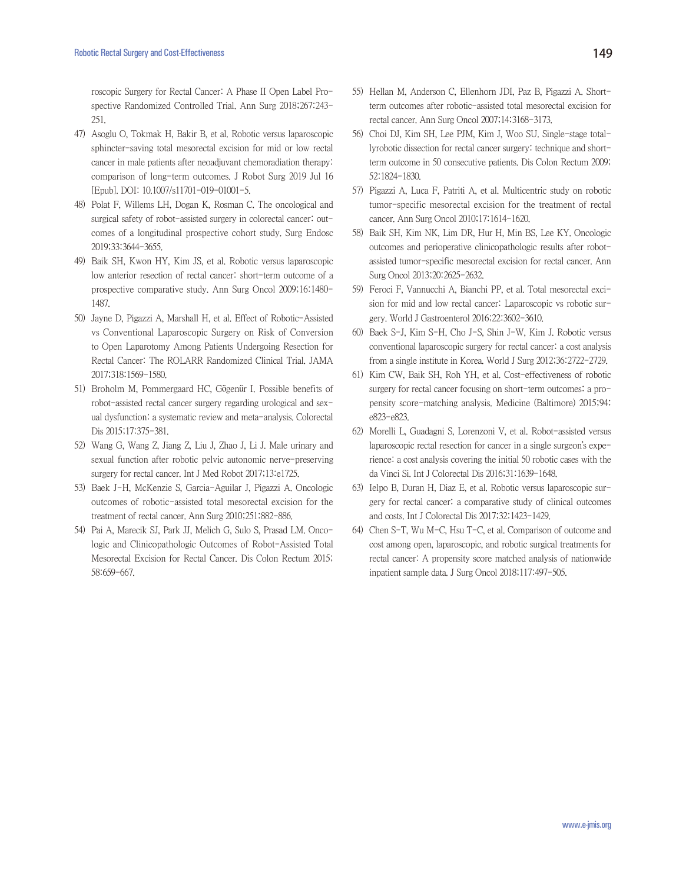roscopic Surgery for Rectal Cancer: A Phase II Open Label Prospective Randomized Controlled Trial. Ann Surg 2018;267:243-251.

47) Asoglu O, Tokmak H, Bakir B, et al. Robotic versus laparoscopic sphincter-saving total mesorectal excision for mid or low rectal cancer in male patients after neoadjuvant chemoradiation therapy: comparison of long-term outcomes. J Robot Surg 2019 Jul 16 [Epub]. DOI: 10.1007/s11701-019-01001-5.
48) Polat F, Willems LH, Dogan K, Rosman C. The oncological and surgical safety of robot-assisted surgery in colorectal cancer: outcomes of a longitudinal prospective cohort study. Surg Endosc 2019;33:3644-3655.
49) Baik SH, Kwon HY, Kim JS, et al. Robotic versus laparoscopic low anterior resection of rectal cancer: short-term outcome of a prospective comparative study. Ann Surg Oncol 2009;16:1480-1487.
50) Jayne D, Pigazzi A, Marshall H, et al. Effect of Robotic-Assisted vs Conventional Laparoscopic Surgery on Risk of Conversion to Open Laparotomy Among Patients Undergoing Resection for Rectal Cancer: The ROLARR Randomized Clinical Trial. JAMA 2017;318:1569-1580.
51) Broholm M, Pommergaard HC, Gögenür I. Possible benefits of robot-assisted rectal cancer surgery regarding urological and sexual dysfunction: a systematic review and meta-analysis. Colorectal Dis 2015;17:375-381.
52) Wang G, Wang Z, Jiang Z, Liu J, Zhao J, Li J. Male urinary and sexual function after robotic pelvic autonomic nerve-preserving surgery for rectal cancer. Int J Med Robot 2017;13:e1725.
53) Baek J-H, McKenzie S, Garcia-Aguilar J, Pigazzi A. Oncologic outcomes of robotic-assisted total mesorectal excision for the treatment of rectal cancer. Ann Surg 2010;251:882-886.
54) Pai A, Marecik SJ, Park JJ, Melich G, Sulo S, Prasad LM. Oncologic and Clinicopathologic Outcomes of Robot-Assisted Total Mesorectal Excision for Rectal Cancer. Dis Colon Rectum 2015;58:659-667.
55) Hellan M, Anderson C, Ellenhorn JDI, Paz B, Pigazzi A. Short-term outcomes after robotic-assisted total mesorectal excision for rectal cancer. Ann Surg Oncol 2007;14:3168-3173.
56) Choi DJ, Kim SH, Lee PJM, Kim J, Woo SU. Single-stage totally robotic dissection for rectal cancer surgery: technique and short-term outcome in 50 consecutive patients. Dis Colon Rectum 2009;52:1824-1830.
57) Pigazzi A, Luca F, Patriti A, et al. Multicentric study on robotic tumor-specific mesorectal excision for the treatment of rectal cancer. Ann Surg Oncol 2010;17:1614-1620.
58) Baik SH, Kim NK, Lim DR, Hur H, Min BS, Lee KY. Oncologic outcomes and perioperative clinicopathologic results after robot-assisted tumor-specific mesorectal excision for rectal cancer. Ann Surg Oncol 2013;20:2625-2632.
59) Feroci F, Vannucchi A, Bianchi PP, et al. Total mesorectal excision for mid and low rectal cancer: Laparoscopic vs robotic surgery. World J Gastroenterol 2016;22:3602-3610.
60) Baek S-J, Kim S-H, Cho J-S, Shin J-W, Kim J. Robotic versus conventional laparoscopic surgery for rectal cancer: a cost analysis from a single institute in Korea. World J Surg 2012;36:2722-2729.
61) Kim CW, Baik SH, Roh YH, et al. Cost-effectiveness of robotic surgery for rectal cancer focusing on short-term outcomes: a propensity score-matching analysis. Medicine (Baltimore) 2015;94:e823-e823.
62) Morelli L, Guadagni S, Lorenzoni V, et al. Robot-assisted versus laparoscopic rectal resection for cancer in a single surgeon's experience: a cost analysis covering the initial 50 robotic cases with the da Vinci Si. Int J Colorectal Dis 2016;31:1639-1648.
63) Ielpo B, Duran H, Diaz E, et al. Robotic versus laparoscopic surgery for rectal cancer: a comparative study of clinical outcomes and costs. Int J Colorectal Dis 2017;32:1423-1429.
64) Chen S-T, Wu M-C, Hsu T-C, et al. Comparison of outcome and cost among open, laparoscopic, and robotic surgical treatments for rectal cancer: A propensity score matched analysis of nationwide inpatient sample data. J Surg Oncol 2018;117:497-505.